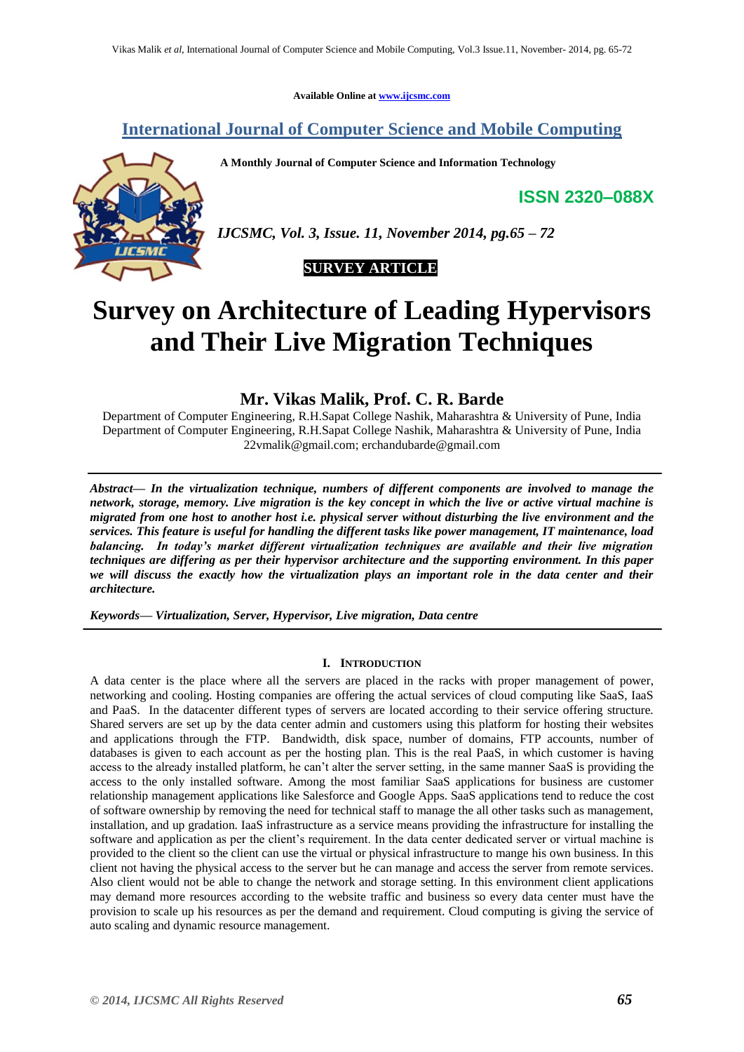Available Online at www.ijcsmc.com

# International Journal of Computer Science and Mobile Computing

**A Monthly Journal of Computer Science and Information Technology**

**ISSN 2320–088X**

*IJCSMC, Vol. 3, Issue. 11, November 2014, pg.65 – 72*

**SURVEY ARTICLE**

# Survey on Architecture of Leading Hypervisors and Their Live Migration Techniques

## Mr. Vikas Malik, Prof. C. R. Barde

Department of Computer Engineering, R.H.Sapat College Nashik, Maharashtra & University of Pune, India
Department of Computer Engineering, R.H.Sapat College Nashik, Maharashtra & University of Pune, India
22vmalik@gmail.com; erchandubarde@gmail.com

***Abstract— In the virtualization technique, numbers of different components are involved to manage the network, storage, memory. Live migration is the key concept in which the live or active virtual machine is migrated from one host to another host i.e. physical server without disturbing the live environment and the services. This feature is useful for handling the different tasks like power management, IT maintenance, load balancing. In today's market different virtualization techniques are available and their live migration techniques are differing as per their hypervisor architecture and the supporting environment. In this paper we will discuss the exactly how the virtualization plays an important role in the data center and their architecture.***

***Keywords— Virtualization, Server, Hypervisor, Live migration, Data centre***

### I. INTRODUCTION

A data center is the place where all the servers are placed in the racks with proper management of power, networking and cooling. Hosting companies are offering the actual services of cloud computing like SaaS, IaaS and PaaS. In the datacenter different types of servers are located according to their service offering structure. Shared servers are set up by the data center admin and customers using this platform for hosting their websites and applications through the FTP. Bandwidth, disk space, number of domains, FTP accounts, number of databases is given to each account as per the hosting plan. This is the real PaaS, in which customer is having access to the already installed platform, he can't alter the server setting, in the same manner SaaS is providing the access to the only installed software. Among the most familiar SaaS applications for business are customer relationship management applications like Salesforce and Google Apps. SaaS applications tend to reduce the cost of software ownership by removing the need for technical staff to manage the all other tasks such as management, installation, and up gradation. IaaS infrastructure as a service means providing the infrastructure for installing the software and application as per the client's requirement. In the data center dedicated server or virtual machine is provided to the client so the client can use the virtual or physical infrastructure to mange his own business. In this client not having the physical access to the server but he can manage and access the server from remote services. Also client would not be able to change the network and storage setting. In this environment client applications may demand more resources according to the website traffic and business so every data center must have the provision to scale up his resources as per the demand and requirement. Cloud computing is giving the service of auto scaling and dynamic resource management.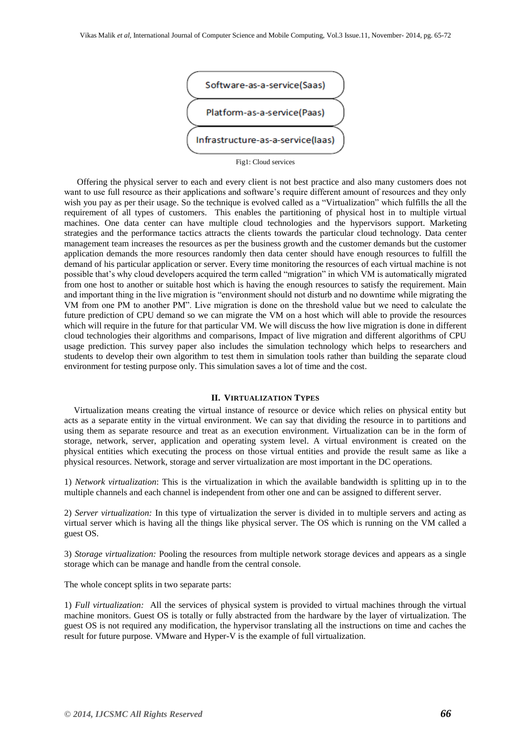Software-as-a-service(Saas)

Platform-as-a-service(Paas)

Infrastructure-as-a-service(Iaas)

Fig1: Cloud services

Offering the physical server to each and every client is not best practice and also many customers does not want to use full resource as their applications and software's require different amount of resources and they only wish you pay as per their usage. So the technique is evolved called as a "Virtualization" which fulfills the all the requirement of all types of customers. This enables the partitioning of physical host in to multiple virtual machines. One data center can have multiple cloud technologies and the hypervisors support. Marketing strategies and the performance tactics attracts the clients towards the particular cloud technology. Data center management team increases the resources as per the business growth and the customer demands but the customer application demands the more resources randomly then data center should have enough resources to fulfill the demand of his particular application or server. Every time monitoring the resources of each virtual machine is not possible that's why cloud developers acquired the term called "migration" in which VM is automatically migrated from one host to another or suitable host which is having the enough resources to satisfy the requirement. Main and important thing in the live migration is "environment should not disturb and no downtime while migrating the VM from one PM to another PM". Live migration is done on the threshold value but we need to calculate the future prediction of CPU demand so we can migrate the VM on a host which will able to provide the resources which will require in the future for that particular VM. We will discuss the how live migration is done in different cloud technologies their algorithms and comparisons, Impact of live migration and different algorithms of CPU usage prediction. This survey paper also includes the simulation technology which helps to researchers and students to develop their own algorithm to test them in simulation tools rather than building the separate cloud environment for testing purpose only. This simulation saves a lot of time and the cost.

## II. VIRTUALIZATION TYPES

Virtualization means creating the virtual instance of resource or device which relies on physical entity but acts as a separate entity in the virtual environment. We can say that dividing the resource in to partitions and using them as separate resource and treat as an execution environment. Virtualization can be in the form of storage, network, server, application and operating system level. A virtual environment is created on the physical entities which executing the process on those virtual entities and provide the result same as like a physical resources. Network, storage and server virtualization are most important in the DC operations.

1) *Network virtualization*: This is the virtualization in which the available bandwidth is splitting up in to the multiple channels and each channel is independent from other one and can be assigned to different server.

2) *Server virtualization:* In this type of virtualization the server is divided in to multiple servers and acting as virtual server which is having all the things like physical server. The OS which is running on the VM called a guest OS.

3) *Storage virtualization:* Pooling the resources from multiple network storage devices and appears as a single storage which can be manage and handle from the central console.

The whole concept splits in two separate parts:

1) *Full virtualization:* All the services of physical system is provided to virtual machines through the virtual machine monitors. Guest OS is totally or fully abstracted from the hardware by the layer of virtualization. The guest OS is not required any modification, the hypervisor translating all the instructions on time and caches the result for future purpose. VMware and Hyper-V is the example of full virtualization.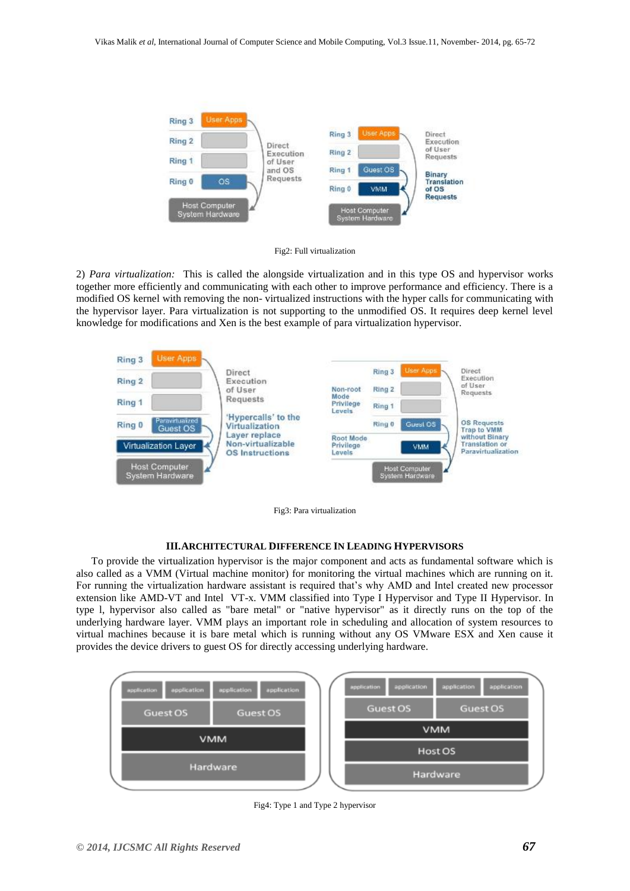Fig2: Full virtualization

2) *Para virtualization:* This is called the alongside virtualization and in this type OS and hypervisor works together more efficiently and communicating with each other to improve performance and efficiency. There is a modified OS kernel with removing the non- virtualized instructions with the hyper calls for communicating with the hypervisor layer. Para virtualization is not supporting to the unmodified OS. It requires deep kernel level knowledge for modifications and Xen is the best example of para virtualization hypervisor.

Fig3: Para virtualization

### III. ARCHITECTURAL DIFFERENCE IN LEADING HYPERVISORS

To provide the virtualization hypervisor is the major component and acts as fundamental software which is also called as a VMM (Virtual machine monitor) for monitoring the virtual machines which are running on it. For running the virtualization hardware assistant is required that's why AMD and Intel created new processor extension like AMD-VT and Intel VT-x. VMM classified into Type I Hypervisor and Type II Hypervisor. In type l, hypervisor also called as "bare metal" or "native hypervisor" as it directly runs on the top of the underlying hardware layer. VMM plays an important role in scheduling and allocation of system resources to virtual machines because it is bare metal which is running without any OS VMware ESX and Xen cause it provides the device drivers to guest OS for directly accessing underlying hardware.

Fig4: Type 1 and Type 2 hypervisor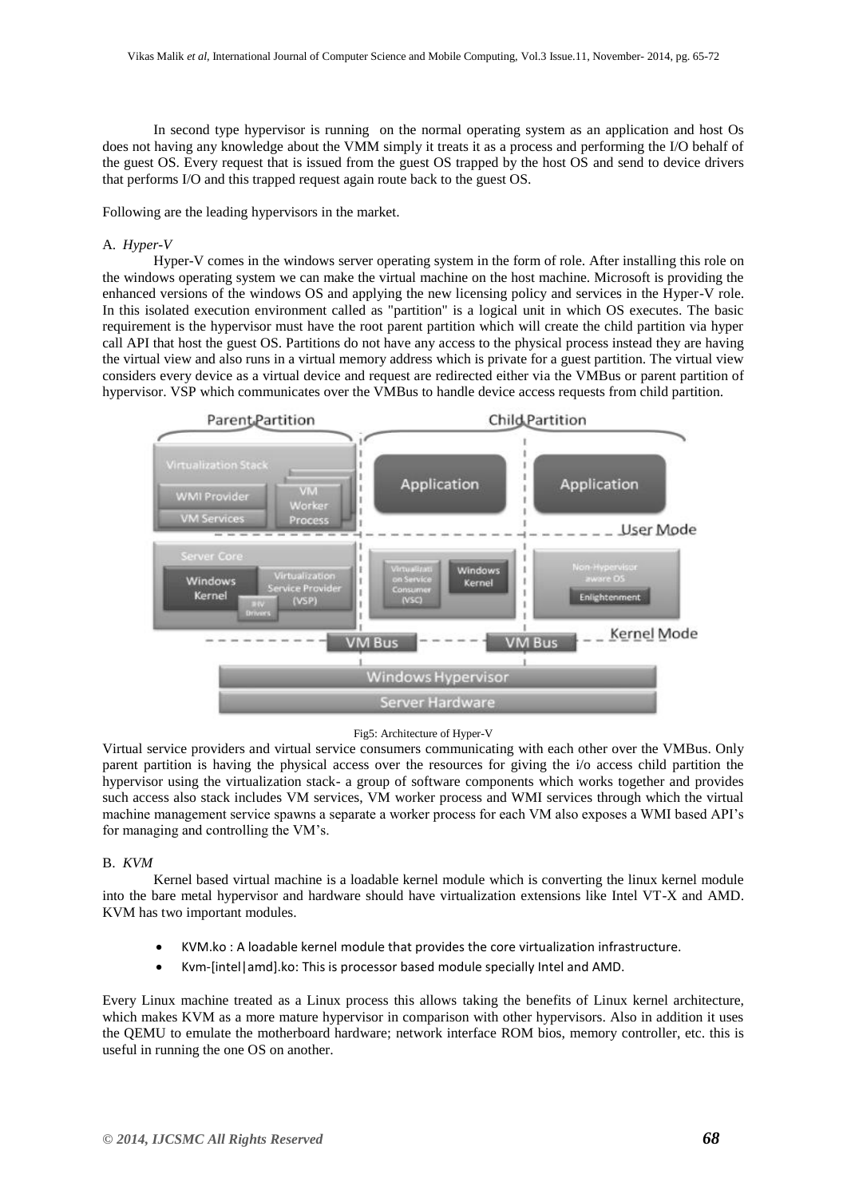In second type hypervisor is running on the normal operating system as an application and host Os does not having any knowledge about the VMM simply it treats it as a process and performing the I/O behalf of the guest OS. Every request that is issued from the guest OS trapped by the host OS and send to device drivers that performs I/O and this trapped request again route back to the guest OS.

Following are the leading hypervisors in the market.

### A. *Hyper-V*

Hyper-V comes in the windows server operating system in the form of role. After installing this role on the windows operating system we can make the virtual machine on the host machine. Microsoft is providing the enhanced versions of the windows OS and applying the new licensing policy and services in the Hyper-V role. In this isolated execution environment called as "partition" is a logical unit in which OS executes. The basic requirement is the hypervisor must have the root parent partition which will create the child partition via hyper call API that host the guest OS. Partitions do not have any access to the physical process instead they are having the virtual view and also runs in a virtual memory address which is private for a guest partition. The virtual view considers every device as a virtual device and request are redirected either via the VMBus or parent partition of hypervisor. VSP which communicates over the VMBus to handle device access requests from child partition.

Fig5: Architecture of Hyper-V

Virtual service providers and virtual service consumers communicating with each other over the VMBus. Only parent partition is having the physical access over the resources for giving the i/o access child partition the hypervisor using the virtualization stack- a group of software components which works together and provides such access also stack includes VM services, VM worker process and WMI services through which the virtual machine management service spawns a separate a worker process for each VM also exposes a WMI based API's for managing and controlling the VM's.

### B. *KVM*

Kernel based virtual machine is a loadable kernel module which is converting the linux kernel module into the bare metal hypervisor and hardware should have virtualization extensions like Intel VT-X and AMD. KVM has two important modules.

- KVM.ko : A loadable kernel module that provides the core virtualization infrastructure.
- Kvm-[intel|amd].ko: This is processor based module specially Intel and AMD.

Every Linux machine treated as a Linux process this allows taking the benefits of Linux kernel architecture, which makes KVM as a more mature hypervisor in comparison with other hypervisors. Also in addition it uses the QEMU to emulate the motherboard hardware; network interface ROM bios, memory controller, etc. this is useful in running the one OS on another.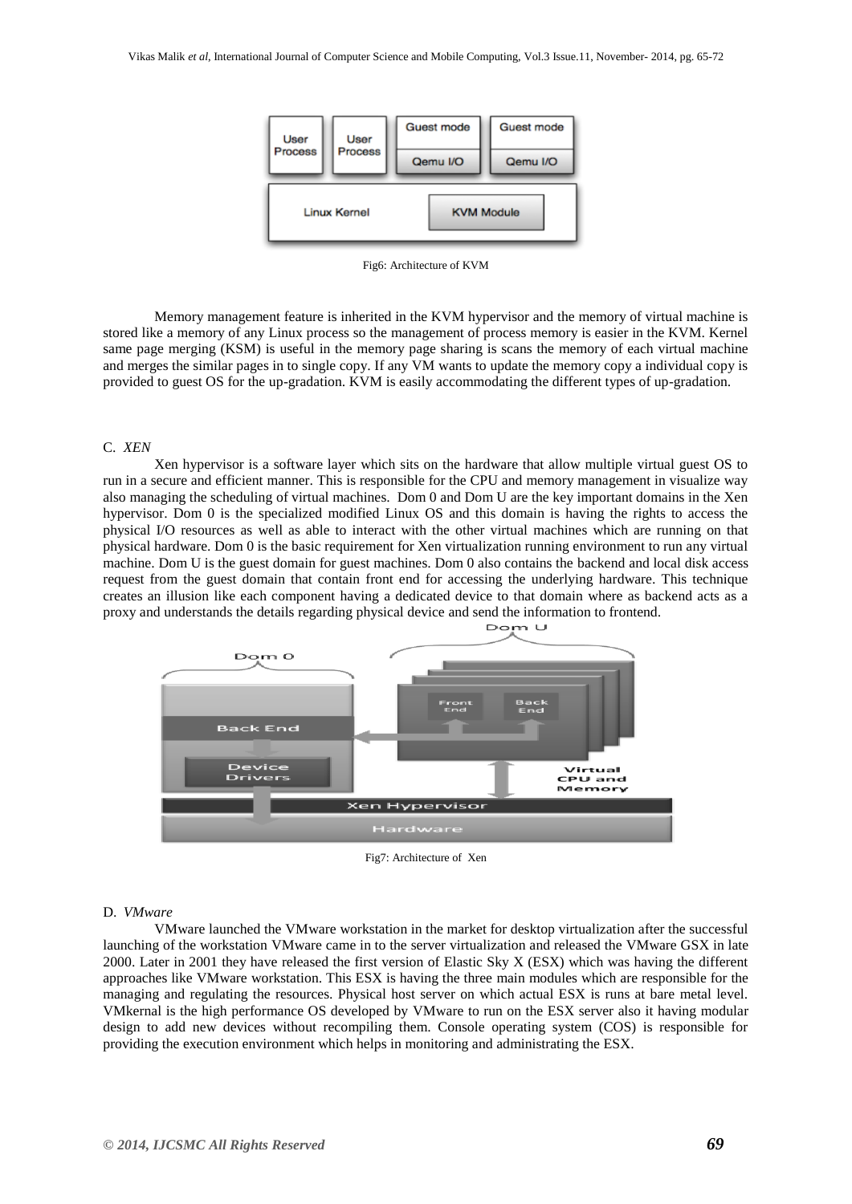Fig6: Architecture of KVM

Memory management feature is inherited in the KVM hypervisor and the memory of virtual machine is stored like a memory of any Linux process so the management of process memory is easier in the KVM. Kernel same page merging (KSM) is useful in the memory page sharing is scans the memory of each virtual machine and merges the similar pages in to single copy. If any VM wants to update the memory copy a individual copy is provided to guest OS for the up-gradation. KVM is easily accommodating the different types of up-gradation.

### C. *XEN*

Xen hypervisor is a software layer which sits on the hardware that allow multiple virtual guest OS to run in a secure and efficient manner. This is responsible for the CPU and memory management in visualize way also managing the scheduling of virtual machines. Dom 0 and Dom U are the key important domains in the Xen hypervisor. Dom 0 is the specialized modified Linux OS and this domain is having the rights to access the physical I/O resources as well as able to interact with the other virtual machines which are running on that physical hardware. Dom 0 is the basic requirement for Xen virtualization running environment to run any virtual machine. Dom U is the guest domain for guest machines. Dom 0 also contains the backend and local disk access request from the guest domain that contain front end for accessing the underlying hardware. This technique creates an illusion like each component having a dedicated device to that domain where as backend acts as a proxy and understands the details regarding physical device and send the information to frontend.

Fig7: Architecture of Xen

### D. *VMware*

VMware launched the VMware workstation in the market for desktop virtualization after the successful launching of the workstation VMware came in to the server virtualization and released the VMware GSX in late 2000. Later in 2001 they have released the first version of Elastic Sky X (ESX) which was having the different approaches like VMware workstation. This ESX is having the three main modules which are responsible for the managing and regulating the resources. Physical host server on which actual ESX is runs at bare metal level. VMkernal is the high performance OS developed by VMware to run on the ESX server also it having modular design to add new devices without recompiling them. Console operating system (COS) is responsible for providing the execution environment which helps in monitoring and administrating the ESX.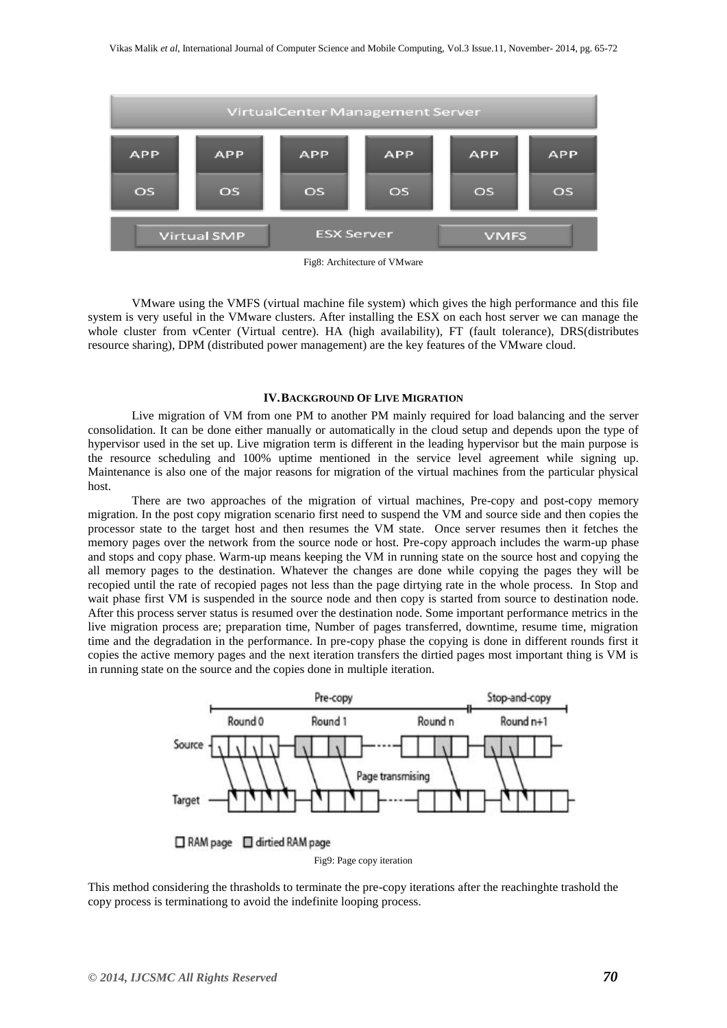Fig8: Architecture of VMware

VMware using the VMFS (virtual machine file system) which gives the high performance and this file system is very useful in the VMware clusters. After installing the ESX on each host server we can manage the whole cluster from vCenter (Virtual centre). HA (high availability), FT (fault tolerance), DRS(distributes resource sharing), DPM (distributed power management) are the key features of the VMware cloud.

## IV. BACKGROUND OF LIVE MIGRATION

Live migration of VM from one PM to another PM mainly required for load balancing and the server consolidation. It can be done either manually or automatically in the cloud setup and depends upon the type of hypervisor used in the set up. Live migration term is different in the leading hypervisor but the main purpose is the resource scheduling and 100% uptime mentioned in the service level agreement while signing up. Maintenance is also one of the major reasons for migration of the virtual machines from the particular physical host.

There are two approaches of the migration of virtual machines, Pre-copy and post-copy memory migration. In the post copy migration scenario first need to suspend the VM and source side and then copies the processor state to the target host and then resumes the VM state. Once server resumes then it fetches the memory pages over the network from the source node or host. Pre-copy approach includes the warm-up phase and stops and copy phase. Warm-up means keeping the VM in running state on the source host and copying the all memory pages to the destination. Whatever the changes are done while copying the pages they will be recopied until the rate of recopied pages not less than the page dirtying rate in the whole process. In Stop and wait phase first VM is suspended in the source node and then copy is started from source to destination node. After this process server status is resumed over the destination node. Some important performance metrics in the live migration process are; preparation time, Number of pages transferred, downtime, resume time, migration time and the degradation in the performance. In pre-copy phase the copying is done in different rounds first it copies the active memory pages and the next iteration transfers the dirtied pages most important thing is VM is in running state on the source and the copies done in multiple iteration.

Fig9: Page copy iteration

This method considering the thrasholds to terminate the pre-copy iterations after the reachinghte trashold the copy process is terminationg to avoid the indefinite looping process.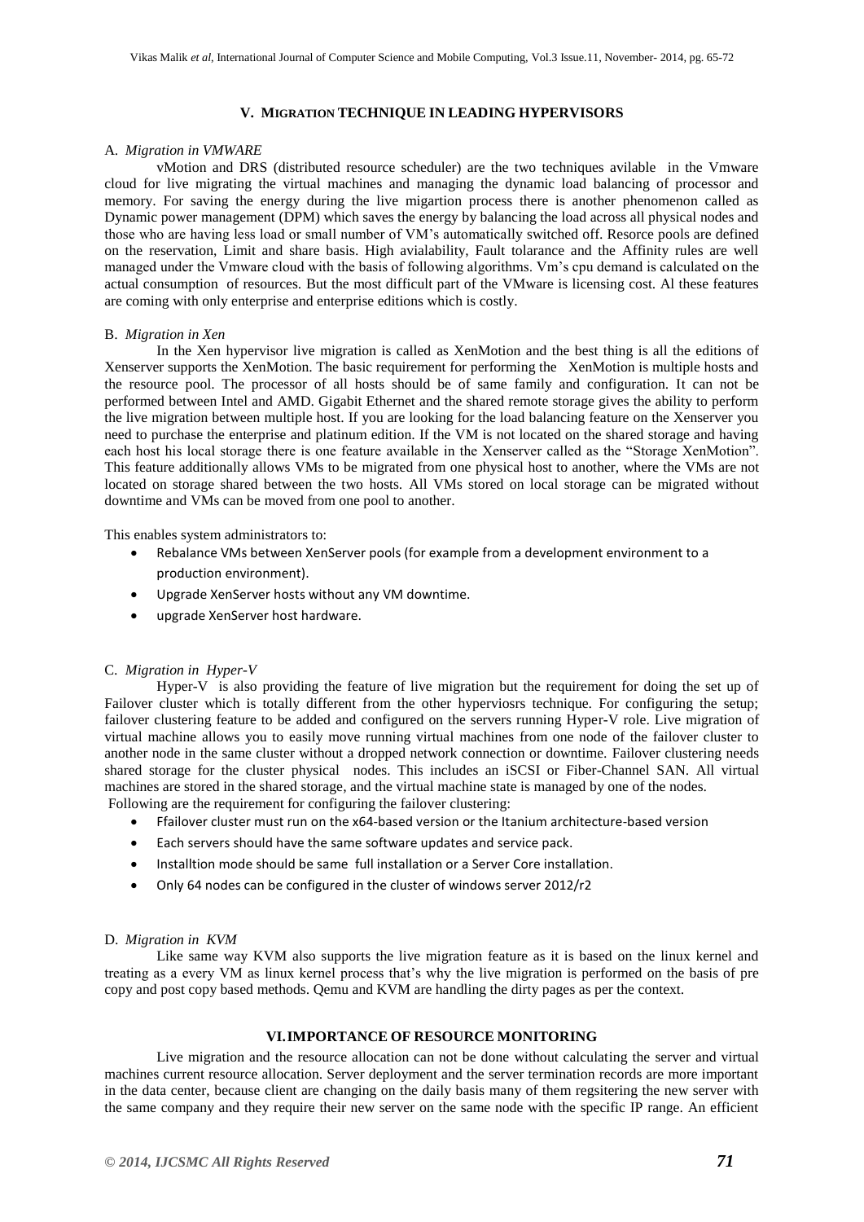## V. MIGRATION TECHNIQUE IN LEADING HYPERVISORS

### A. *Migration in VMWARE*

vMotion and DRS (distributed resource scheduler) are the two techniques avilable in the Vmware cloud for live migrating the virtual machines and managing the dynamic load balancing of processor and memory. For saving the energy during the live migartion process there is another phenomenon called as Dynamic power management (DPM) which saves the energy by balancing the load across all physical nodes and those who are having less load or small number of VM's automatically switched off. Resorce pools are defined on the reservation, Limit and share basis. High avialability, Fault tolarance and the Affinity rules are well managed under the Vmware cloud with the basis of following algorithms. Vm's cpu demand is calculated on the actual consumption of resources. But the most difficult part of the VMware is licensing cost. Al these features are coming with only enterprise and enterprise editions which is costly.

### B. *Migration in Xen*

In the Xen hypervisor live migration is called as XenMotion and the best thing is all the editions of Xenserver supports the XenMotion. The basic requirement for performing the XenMotion is multiple hosts and the resource pool. The processor of all hosts should be of same family and configuration. It can not be performed between Intel and AMD. Gigabit Ethernet and the shared remote storage gives the ability to perform the live migration between multiple host. If you are looking for the load balancing feature on the Xenserver you need to purchase the enterprise and platinum edition. If the VM is not located on the shared storage and having each host his local storage there is one feature available in the Xenserver called as the "Storage XenMotion". This feature additionally allows VMs to be migrated from one physical host to another, where the VMs are not located on storage shared between the two hosts. All VMs stored on local storage can be migrated without downtime and VMs can be moved from one pool to another.

This enables system administrators to:

- Rebalance VMs between XenServer pools (for example from a development environment to a production environment).
- Upgrade XenServer hosts without any VM downtime.
- upgrade XenServer host hardware.

### C. *Migration in Hyper-V*

Hyper-V is also providing the feature of live migration but the requirement for doing the set up of Failover cluster which is totally different from the other hyperviosrs technique. For configuring the setup; failover clustering feature to be added and configured on the servers running Hyper-V role. Live migration of virtual machine allows you to easily move running virtual machines from one node of the failover cluster to another node in the same cluster without a dropped network connection or downtime. Failover clustering needs shared storage for the cluster physical nodes. This includes an iSCSI or Fiber-Channel SAN. All virtual machines are stored in the shared storage, and the virtual machine state is managed by one of the nodes.
Following are the requirement for configuring the failover clustering:

- Ffailover cluster must run on the x64-based version or the Itanium architecture-based version
- Each servers should have the same software updates and service pack.
- Installtion mode should be same full installation or a Server Core installation.
- Only 64 nodes can be configured in the cluster of windows server 2012/r2

### D. *Migration in KVM*

Like same way KVM also supports the live migration feature as it is based on the linux kernel and treating as a every VM as linux kernel process that's why the live migration is performed on the basis of pre copy and post copy based methods. Qemu and KVM are handling the dirty pages as per the context.

## VI. IMPORTANCE OF RESOURCE MONITORING

Live migration and the resource allocation can not be done without calculating the server and virtual machines current resource allocation. Server deployment and the server termination records are more important in the data center, because client are changing on the daily basis many of them regsitering the new server with the same company and they require their new server on the same node with the specific IP range. An efficient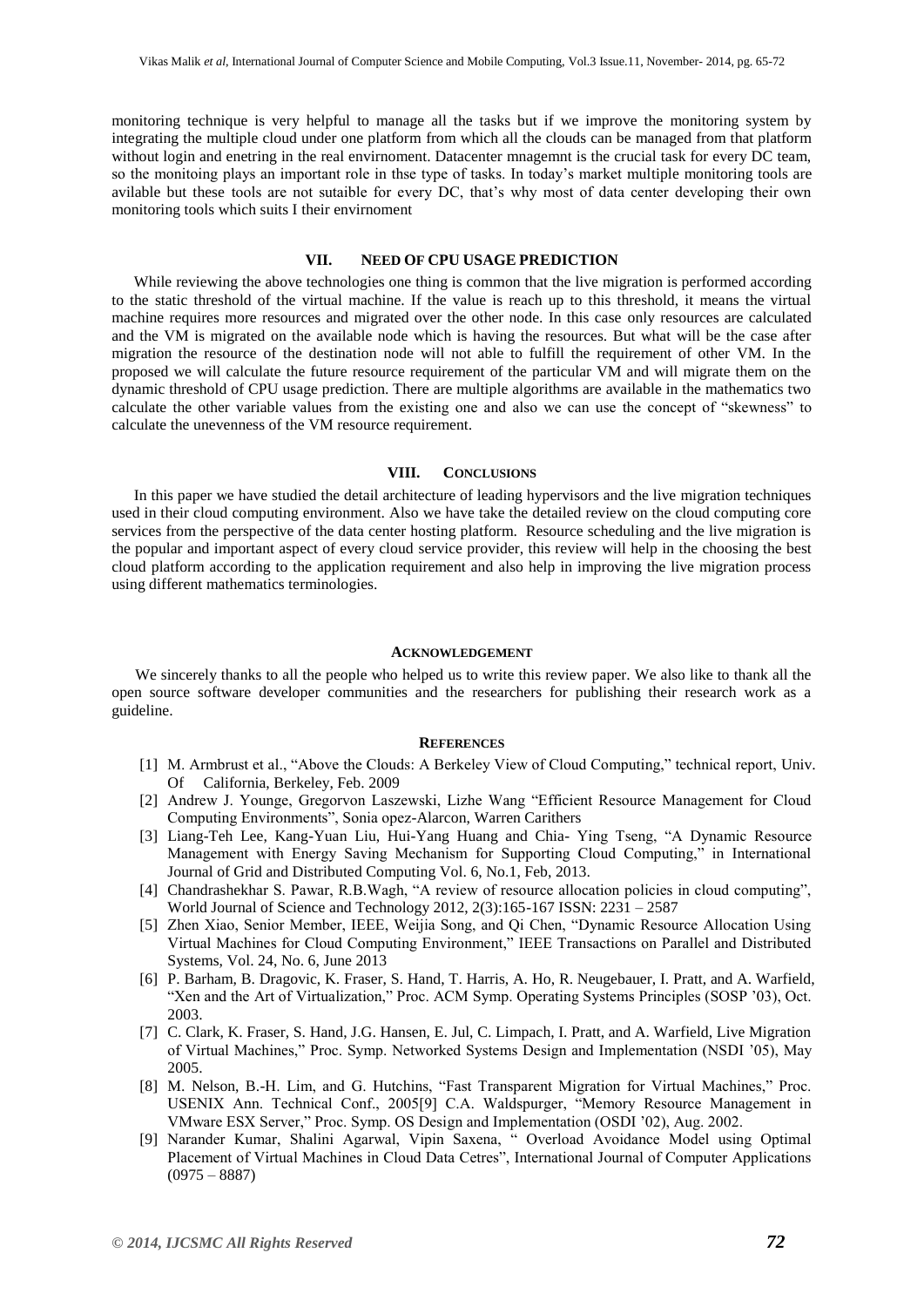monitoring technique is very helpful to manage all the tasks but if we improve the monitoring system by integrating the multiple cloud under one platform from which all the clouds can be managed from that platform without login and enetring in the real envirnoment. Datacenter mnagemnt is the crucial task for every DC team, so the monitoing plays an important role in thse type of tasks. In today's market multiple monitoring tools are avilable but these tools are not sutaible for every DC, that's why most of data center developing their own monitoring tools which suits I their envirnoment

## VII. NEED OF CPU USAGE PREDICTION

While reviewing the above technologies one thing is common that the live migration is performed according to the static threshold of the virtual machine. If the value is reach up to this threshold, it means the virtual machine requires more resources and migrated over the other node. In this case only resources are calculated and the VM is migrated on the available node which is having the resources. But what will be the case after migration the resource of the destination node will not able to fulfill the requirement of other VM. In the proposed we will calculate the future resource requirement of the particular VM and will migrate them on the dynamic threshold of CPU usage prediction. There are multiple algorithms are available in the mathematics two calculate the other variable values from the existing one and also we can use the concept of "skewness" to calculate the unevenness of the VM resource requirement.

## VIII. CONCLUSIONS

In this paper we have studied the detail architecture of leading hypervisors and the live migration techniques used in their cloud computing environment. Also we have take the detailed review on the cloud computing core services from the perspective of the data center hosting platform. Resource scheduling and the live migration is the popular and important aspect of every cloud service provider, this review will help in the choosing the best cloud platform according to the application requirement and also help in improving the live migration process using different mathematics terminologies.

## ACKNOWLEDGEMENT

We sincerely thanks to all the people who helped us to write this review paper. We also like to thank all the open source software developer communities and the researchers for publishing their research work as a guideline.

## REFERENCES

[1] M. Armbrust et al., "Above the Clouds: A Berkeley View of Cloud Computing," technical report, Univ. Of California, Berkeley, Feb. 2009

[2] Andrew J. Younge, Gregorvon Laszewski, Lizhe Wang "Efficient Resource Management for Cloud Computing Environments", Sonia opez-Alarcon, Warren Carithers

[3] Liang-Teh Lee, Kang-Yuan Liu, Hui-Yang Huang and Chia- Ying Tseng, "A Dynamic Resource Management with Energy Saving Mechanism for Supporting Cloud Computing," in International Journal of Grid and Distributed Computing Vol. 6, No.1, Feb, 2013.

[4] Chandrashekhar S. Pawar, R.B.Wagh, "A review of resource allocation policies in cloud computing", World Journal of Science and Technology 2012, 2(3):165-167 ISSN: 2231 – 2587

[5] Zhen Xiao, Senior Member, IEEE, Weijia Song, and Qi Chen, "Dynamic Resource Allocation Using Virtual Machines for Cloud Computing Environment," IEEE Transactions on Parallel and Distributed Systems, Vol. 24, No. 6, June 2013

[6] P. Barham, B. Dragovic, K. Fraser, S. Hand, T. Harris, A. Ho, R. Neugebauer, I. Pratt, and A. Warfield, "Xen and the Art of Virtualization," Proc. ACM Symp. Operating Systems Principles (SOSP '03), Oct. 2003.

[7] C. Clark, K. Fraser, S. Hand, J.G. Hansen, E. Jul, C. Limpach, I. Pratt, and A. Warfield, Live Migration of Virtual Machines," Proc. Symp. Networked Systems Design and Implementation (NSDI '05), May 2005.

[8] M. Nelson, B.-H. Lim, and G. Hutchins, "Fast Transparent Migration for Virtual Machines," Proc. USENIX Ann. Technical Conf., 2005[9] C.A. Waldspurger, "Memory Resource Management in VMware ESX Server," Proc. Symp. OS Design and Implementation (OSDI '02), Aug. 2002.

[9] Narander Kumar, Shalini Agarwal, Vipin Saxena, " Overload Avoidance Model using Optimal Placement of Virtual Machines in Cloud Data Cetres", International Journal of Computer Applications (0975 – 8887)